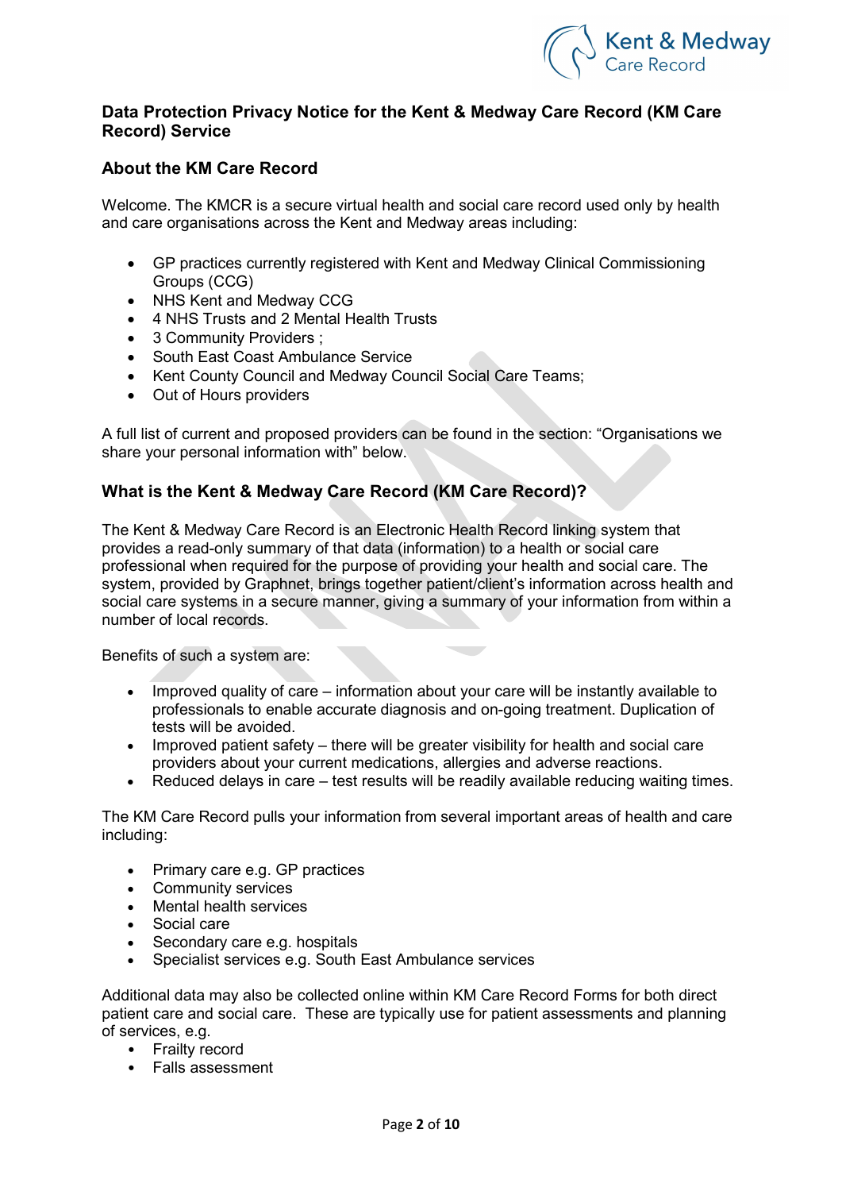## Data Protection Privacy Notice for the Kent & Medway Care Record (KM Care Record) Service

### About the KM Care Record

Welcome. The KMCR is a secure virtual health and social care record used only by health and care organisations across the Kent and Medway areas including:

- GP practices currently registered with Kent and Medway Clinical Commissioning Groups (CCG)
- NHS Kent and Medway CCG
- 4 NHS Trusts and 2 Mental Health Trusts
- 3 Community Providers ;
- South East Coast Ambulance Service
- Kent County Council and Medway Council Social Care Teams;
- Out of Hours providers

A full list of current and proposed providers can be found in the section: "Organisations we share your personal information with" below.

### What is the Kent & Medway Care Record (KM Care Record)?

The Kent & Medway Care Record is an Electronic Health Record linking system that provides a read-only summary of that data (information) to a health or social care professional when required for the purpose of providing your health and social care. The system, provided by Graphnet, brings together patient/client's information across health and social care systems in a secure manner, giving a summary of your information from within a number of local records.

Benefits of such a system are:

- Improved quality of care – information about your care will be instantly available to professionals to enable accurate diagnosis and on-going treatment. Duplication of tests will be avoided.
- Improved patient safety – there will be greater visibility for health and social care providers about your current medications, allergies and adverse reactions.
- Reduced delays in care – test results will be readily available reducing waiting times.

The KM Care Record pulls your information from several important areas of health and care including:

- Primary care e.g. GP practices
- Community services
- Mental health services
- Social care
- Secondary care e.g. hospitals
- Specialist services e.g. South East Ambulance services

Additional data may also be collected online within KM Care Record Forms for both direct patient care and social care. These are typically use for patient assessments and planning of services, e.g.

- Frailty record
- Falls assessment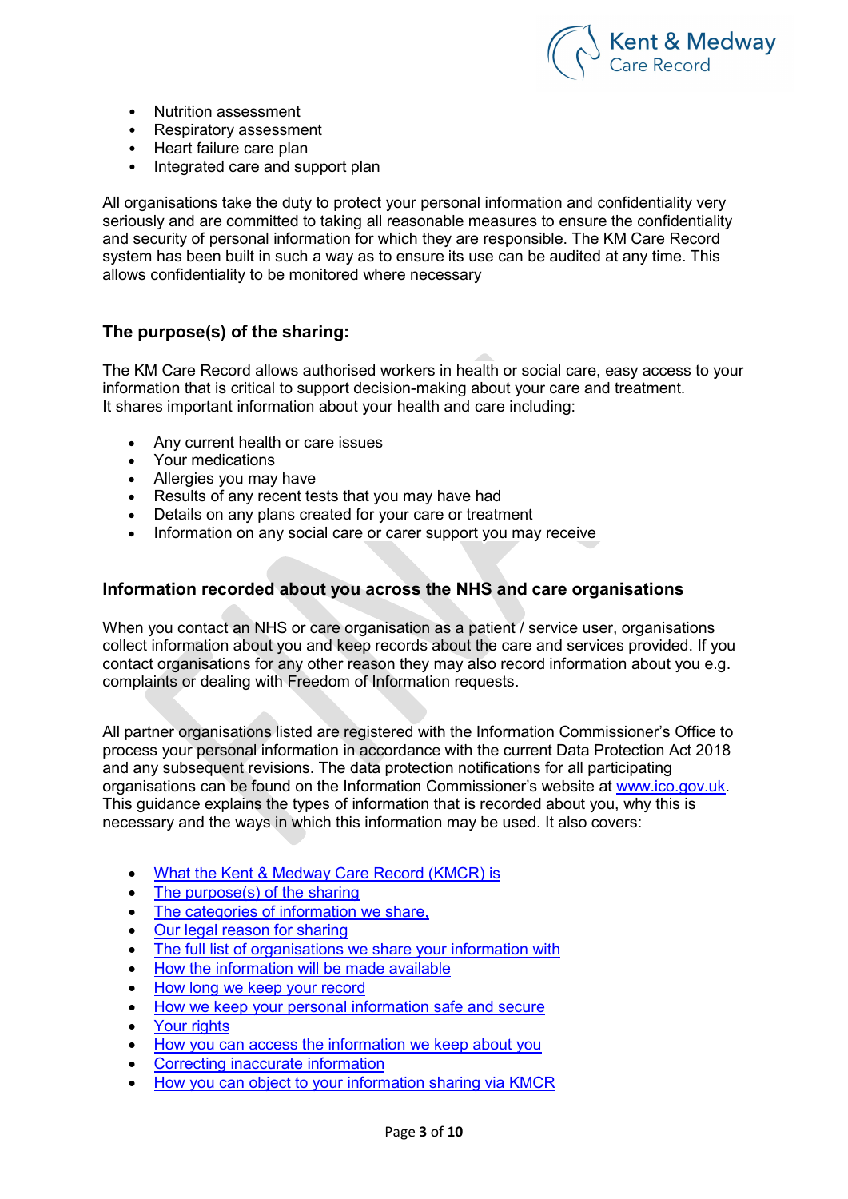- Nutrition assessment
- Respiratory assessment
- Heart failure care plan
- Integrated care and support plan

All organisations take the duty to protect your personal information and confidentiality very seriously and are committed to taking all reasonable measures to ensure the confidentiality and security of personal information for which they are responsible. The KM Care Record system has been built in such a way as to ensure its use can be audited at any time. This allows confidentiality to be monitored where necessary

### The purpose(s) of the sharing:

The KM Care Record allows authorised workers in health or social care, easy access to your information that is critical to support decision-making about your care and treatment.
It shares important information about your health and care including:

- Any current health or care issues
- Your medications
- Allergies you may have
- Results of any recent tests that you may have had
- Details on any plans created for your care or treatment
- Information on any social care or carer support you may receive

### Information recorded about you across the NHS and care organisations

When you contact an NHS or care organisation as a patient / service user, organisations collect information about you and keep records about the care and services provided. If you contact organisations for any other reason they may also record information about you e.g. complaints or dealing with Freedom of Information requests.

All partner organisations listed are registered with the Information Commissioner's Office to process your personal information in accordance with the current Data Protection Act 2018 and any subsequent revisions. The data protection notifications for all participating organisations can be found on the Information Commissioner's website at www.ico.gov.uk. This guidance explains the types of information that is recorded about you, why this is necessary and the ways in which this information may be used. It also covers:

- What the Kent & Medway Care Record (KMCR) is
- The purpose(s) of the sharing
- The categories of information we share,
- Our legal reason for sharing
- The full list of organisations we share your information with
- How the information will be made available
- How long we keep your record
- How we keep your personal information safe and secure
- Your rights
- How you can access the information we keep about you
- Correcting inaccurate information
- How you can object to your information sharing via KMCR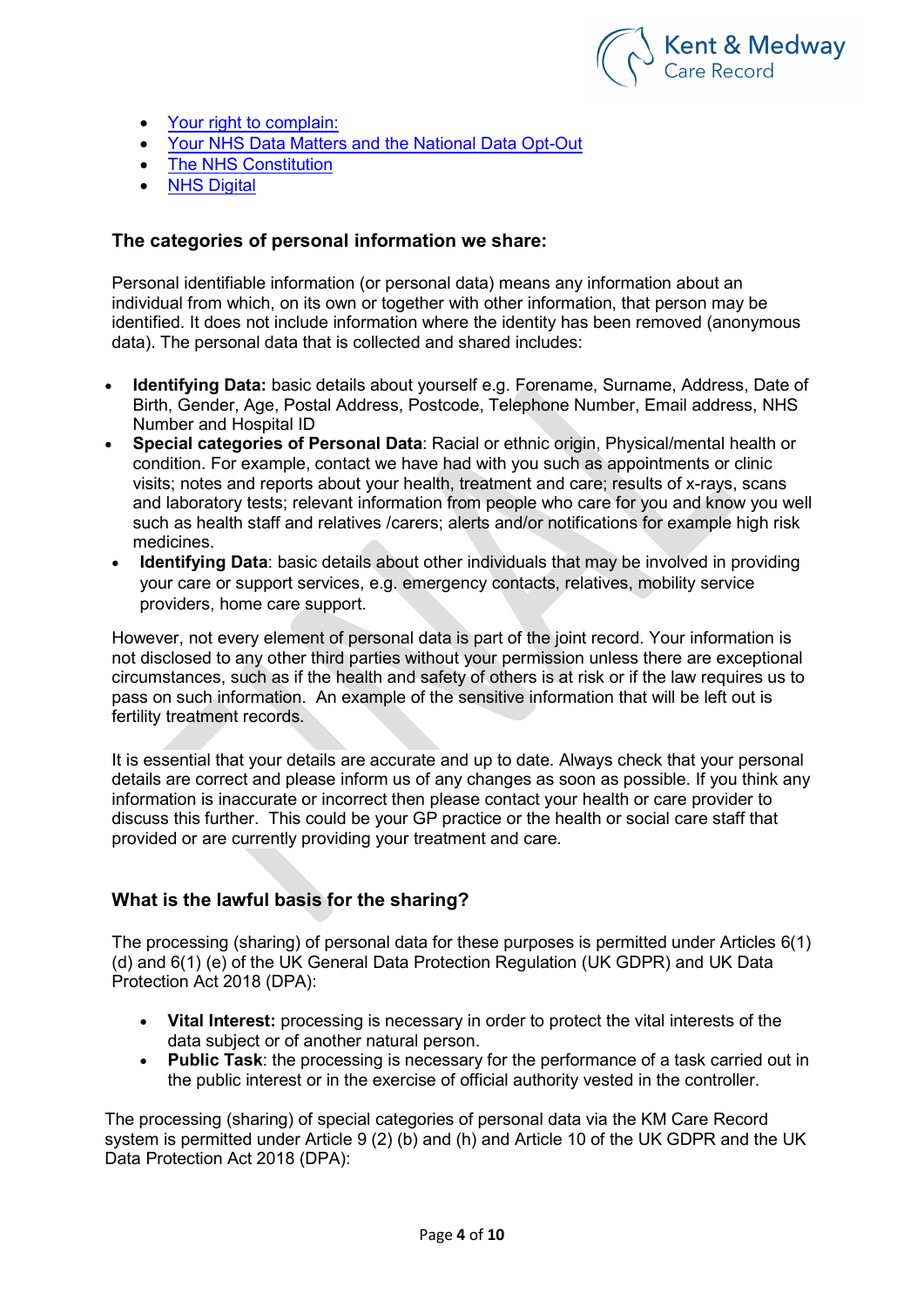- Your right to complain:
- Your NHS Data Matters and the National Data Opt-Out
- The NHS Constitution
- NHS Digital

### The categories of personal information we share:

Personal identifiable information (or personal data) means any information about an individual from which, on its own or together with other information, that person may be identified. It does not include information where the identity has been removed (anonymous data). The personal data that is collected and shared includes:

- **Identifying Data:** basic details about yourself e.g. Forename, Surname, Address, Date of Birth, Gender, Age, Postal Address, Postcode, Telephone Number, Email address, NHS Number and Hospital ID
- **Special categories of Personal Data**: Racial or ethnic origin, Physical/mental health or condition. For example, contact we have had with you such as appointments or clinic visits; notes and reports about your health, treatment and care; results of x-rays, scans and laboratory tests; relevant information from people who care for you and know you well such as health staff and relatives /carers; alerts and/or notifications for example high risk medicines.
- **Identifying Data**: basic details about other individuals that may be involved in providing your care or support services, e.g. emergency contacts, relatives, mobility service providers, home care support.

However, not every element of personal data is part of the joint record. Your information is not disclosed to any other third parties without your permission unless there are exceptional circumstances, such as if the health and safety of others is at risk or if the law requires us to pass on such information. An example of the sensitive information that will be left out is fertility treatment records.

It is essential that your details are accurate and up to date. Always check that your personal details are correct and please inform us of any changes as soon as possible. If you think any information is inaccurate or incorrect then please contact your health or care provider to discuss this further. This could be your GP practice or the health or social care staff that provided or are currently providing your treatment and care.

### What is the lawful basis for the sharing?

The processing (sharing) of personal data for these purposes is permitted under Articles 6(1) (d) and 6(1) (e) of the UK General Data Protection Regulation (UK GDPR) and UK Data Protection Act 2018 (DPA):

- **Vital Interest:** processing is necessary in order to protect the vital interests of the data subject or of another natural person.
- **Public Task**: the processing is necessary for the performance of a task carried out in the public interest or in the exercise of official authority vested in the controller.

The processing (sharing) of special categories of personal data via the KM Care Record system is permitted under Article 9 (2) (b) and (h) and Article 10 of the UK GDPR and the UK Data Protection Act 2018 (DPA):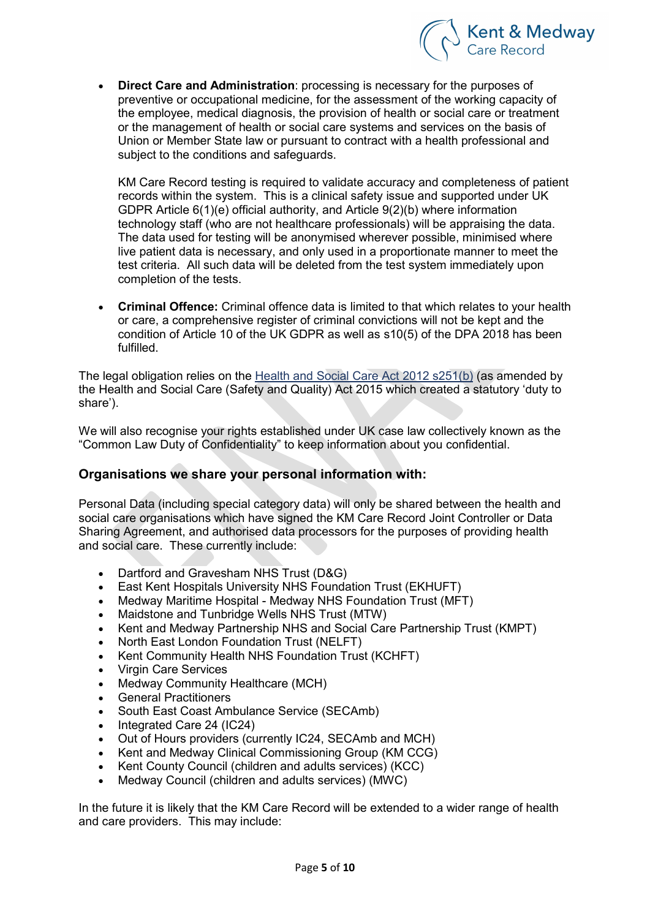- **Direct Care and Administration**: processing is necessary for the purposes of preventive or occupational medicine, for the assessment of the working capacity of the employee, medical diagnosis, the provision of health or social care or treatment or the management of health or social care systems and services on the basis of Union or Member State law or pursuant to contract with a health professional and subject to the conditions and safeguards.

  KM Care Record testing is required to validate accuracy and completeness of patient records within the system. This is a clinical safety issue and supported under UK GDPR Article 6(1)(e) official authority, and Article 9(2)(b) where information technology staff (who are not healthcare professionals) will be appraising the data. The data used for testing will be anonymised wherever possible, minimised where live patient data is necessary, and only used in a proportionate manner to meet the test criteria. All such data will be deleted from the test system immediately upon completion of the tests.

- **Criminal Offence:** Criminal offence data is limited to that which relates to your health or care, a comprehensive register of criminal convictions will not be kept and the condition of Article 10 of the UK GDPR as well as s10(5) of the DPA 2018 has been fulfilled.

The legal obligation relies on the [Health and Social Care Act 2012 s251(b)](#) (as amended by the Health and Social Care (Safety and Quality) Act 2015 which created a statutory 'duty to share').

We will also recognise your rights established under UK case law collectively known as the "Common Law Duty of Confidentiality" to keep information about you confidential.

### Organisations we share your personal information with:

Personal Data (including special category data) will only be shared between the health and social care organisations which have signed the KM Care Record Joint Controller or Data Sharing Agreement, and authorised data processors for the purposes of providing health and social care. These currently include:

- Dartford and Gravesham NHS Trust (D&G)
- East Kent Hospitals University NHS Foundation Trust (EKHUFT)
- Medway Maritime Hospital - Medway NHS Foundation Trust (MFT)
- Maidstone and Tunbridge Wells NHS Trust (MTW)
- Kent and Medway Partnership NHS and Social Care Partnership Trust (KMPT)
- North East London Foundation Trust (NELFT)
- Kent Community Health NHS Foundation Trust (KCHFT)
- Virgin Care Services
- Medway Community Healthcare (MCH)
- General Practitioners
- South East Coast Ambulance Service (SECAmb)
- Integrated Care 24 (IC24)
- Out of Hours providers (currently IC24, SECAmb and MCH)
- Kent and Medway Clinical Commissioning Group (KM CCG)
- Kent County Council (children and adults services) (KCC)
- Medway Council (children and adults services) (MWC)

In the future it is likely that the KM Care Record will be extended to a wider range of health and care providers. This may include: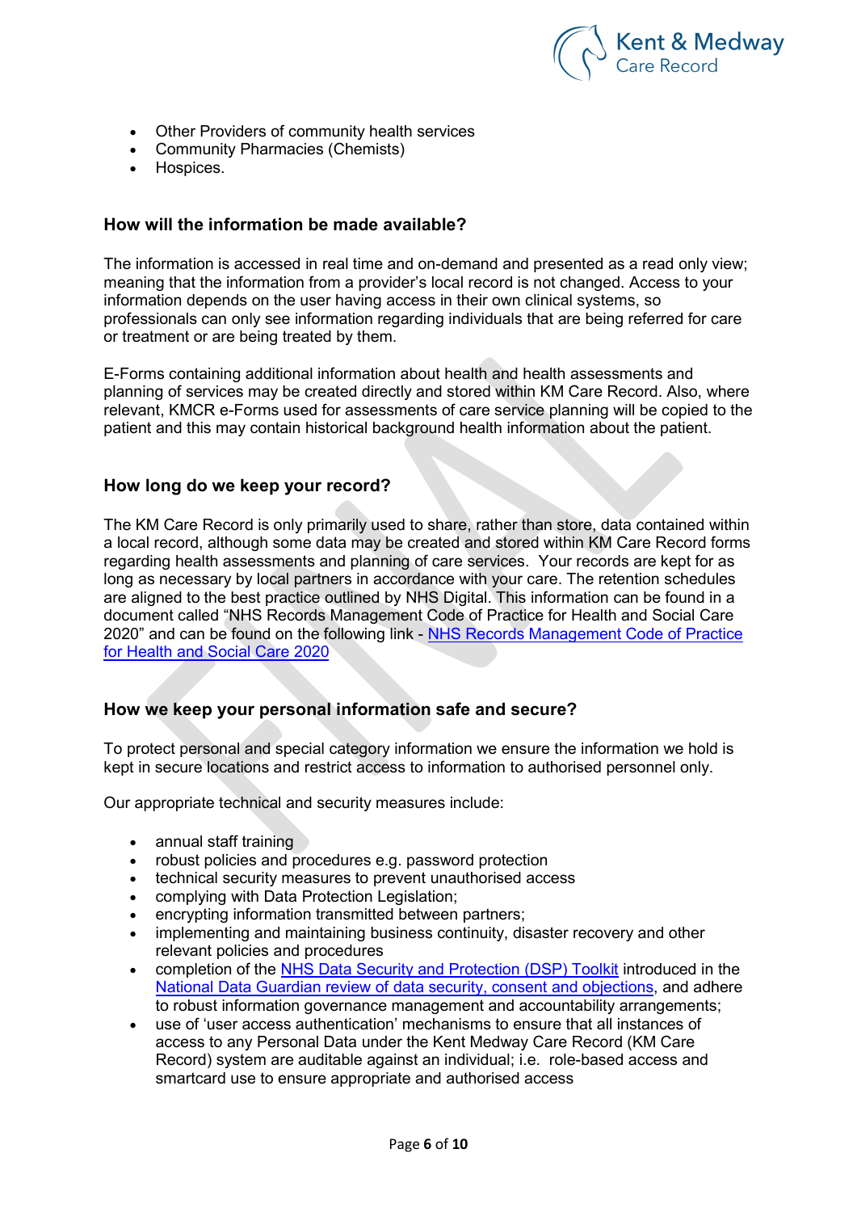- Other Providers of community health services
- Community Pharmacies (Chemists)
- Hospices.

### How will the information be made available?

The information is accessed in real time and on-demand and presented as a read only view; meaning that the information from a provider's local record is not changed. Access to your information depends on the user having access in their own clinical systems, so professionals can only see information regarding individuals that are being referred for care or treatment or are being treated by them.

E-Forms containing additional information about health and health assessments and planning of services may be created directly and stored within KM Care Record. Also, where relevant, KMCR e-Forms used for assessments of care service planning will be copied to the patient and this may contain historical background health information about the patient.

### How long do we keep your record?

The KM Care Record is only primarily used to share, rather than store, data contained within a local record, although some data may be created and stored within KM Care Record forms regarding health assessments and planning of care services. Your records are kept for as long as necessary by local partners in accordance with your care. The retention schedules are aligned to the best practice outlined by NHS Digital. This information can be found in a document called "NHS Records Management Code of Practice for Health and Social Care 2020" and can be found on the following link - NHS Records Management Code of Practice for Health and Social Care 2020

### How we keep your personal information safe and secure?

To protect personal and special category information we ensure the information we hold is kept in secure locations and restrict access to information to authorised personnel only.

Our appropriate technical and security measures include:

- annual staff training
- robust policies and procedures e.g. password protection
- technical security measures to prevent unauthorised access
- complying with Data Protection Legislation;
- encrypting information transmitted between partners;
- implementing and maintaining business continuity, disaster recovery and other relevant policies and procedures
- completion of the NHS Data Security and Protection (DSP) Toolkit introduced in the National Data Guardian review of data security, consent and objections, and adhere to robust information governance management and accountability arrangements;
- use of 'user access authentication' mechanisms to ensure that all instances of access to any Personal Data under the Kent Medway Care Record (KM Care Record) system are auditable against an individual; i.e. role-based access and smartcard use to ensure appropriate and authorised access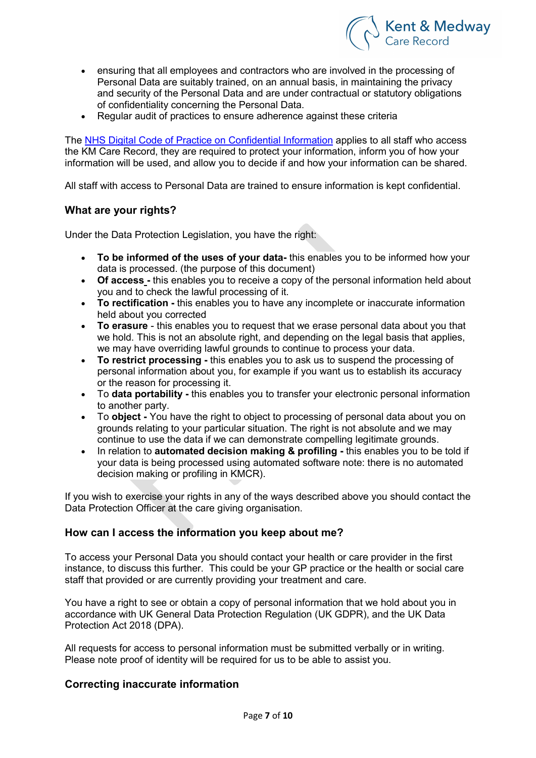- ensuring that all employees and contractors who are involved in the processing of Personal Data are suitably trained, on an annual basis, in maintaining the privacy and security of the Personal Data and are under contractual or statutory obligations of confidentiality concerning the Personal Data.
- Regular audit of practices to ensure adherence against these criteria

The [NHS Digital Code of Practice on Confidential Information](NHS Digital Code of Practice on Confidential Information) applies to all staff who access the KM Care Record, they are required to protect your information, inform you of how your information will be used, and allow you to decide if and how your information can be shared.

All staff with access to Personal Data are trained to ensure information is kept confidential.

### What are your rights?

Under the Data Protection Legislation, you have the right:

- **To be informed of the uses of your data-** this enables you to be informed how your data is processed. (the purpose of this document)
- **Of access -** this enables you to receive a copy of the personal information held about you and to check the lawful processing of it.
- **To rectification -** this enables you to have any incomplete or inaccurate information held about you corrected
- **To erasure** - this enables you to request that we erase personal data about you that we hold. This is not an absolute right, and depending on the legal basis that applies, we may have overriding lawful grounds to continue to process your data.
- **To restrict processing -** this enables you to ask us to suspend the processing of personal information about you, for example if you want us to establish its accuracy or the reason for processing it.
- To **data portability -** this enables you to transfer your electronic personal information to another party.
- To **object -** You have the right to object to processing of personal data about you on grounds relating to your particular situation. The right is not absolute and we may continue to use the data if we can demonstrate compelling legitimate grounds.
- In relation to **automated decision making & profiling -** this enables you to be told if your data is being processed using automated software note: there is no automated decision making or profiling in KMCR).

If you wish to exercise your rights in any of the ways described above you should contact the Data Protection Officer at the care giving organisation.

### How can I access the information you keep about me?

To access your Personal Data you should contact your health or care provider in the first instance, to discuss this further. This could be your GP practice or the health or social care staff that provided or are currently providing your treatment and care.

You have a right to see or obtain a copy of personal information that we hold about you in accordance with UK General Data Protection Regulation (UK GDPR), and the UK Data Protection Act 2018 (DPA).

All requests for access to personal information must be submitted verbally or in writing. Please note proof of identity will be required for us to be able to assist you.

### Correcting inaccurate information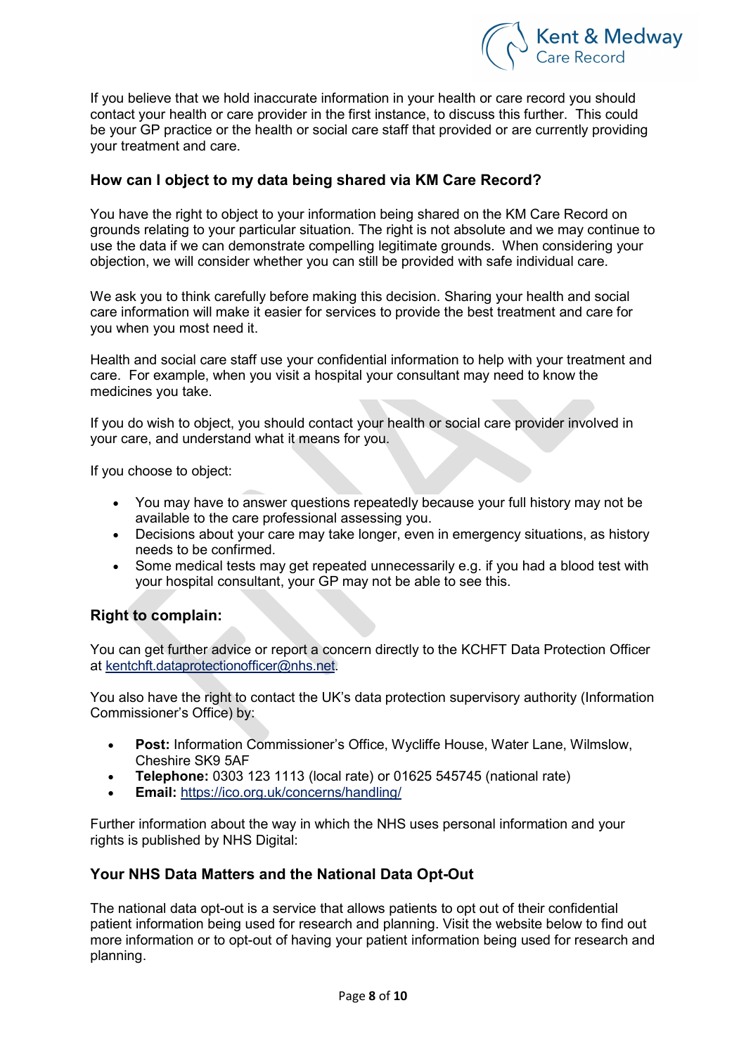If you believe that we hold inaccurate information in your health or care record you should contact your health or care provider in the first instance, to discuss this further. This could be your GP practice or the health or social care staff that provided or are currently providing your treatment and care.

### How can I object to my data being shared via KM Care Record?

You have the right to object to your information being shared on the KM Care Record on grounds relating to your particular situation. The right is not absolute and we may continue to use the data if we can demonstrate compelling legitimate grounds. When considering your objection, we will consider whether you can still be provided with safe individual care.

We ask you to think carefully before making this decision. Sharing your health and social care information will make it easier for services to provide the best treatment and care for you when you most need it.

Health and social care staff use your confidential information to help with your treatment and care. For example, when you visit a hospital your consultant may need to know the medicines you take.

If you do wish to object, you should contact your health or social care provider involved in your care, and understand what it means for you.

If you choose to object:

- You may have to answer questions repeatedly because your full history may not be available to the care professional assessing you.
- Decisions about your care may take longer, even in emergency situations, as history needs to be confirmed.
- Some medical tests may get repeated unnecessarily e.g. if you had a blood test with your hospital consultant, your GP may not be able to see this.

### Right to complain:

You can get further advice or report a concern directly to the KCHFT Data Protection Officer at kentchft.dataprotectionofficer@nhs.net.

You also have the right to contact the UK's data protection supervisory authority (Information Commissioner's Office) by:

- **Post:** Information Commissioner's Office, Wycliffe House, Water Lane, Wilmslow, Cheshire SK9 5AF
- **Telephone:** 0303 123 1113 (local rate) or 01625 545745 (national rate)
- **Email:** https://ico.org.uk/concerns/handling/

Further information about the way in which the NHS uses personal information and your rights is published by NHS Digital:

### Your NHS Data Matters and the National Data Opt-Out

The national data opt-out is a service that allows patients to opt out of their confidential patient information being used for research and planning. Visit the website below to find out more information or to opt-out of having your patient information being used for research and planning.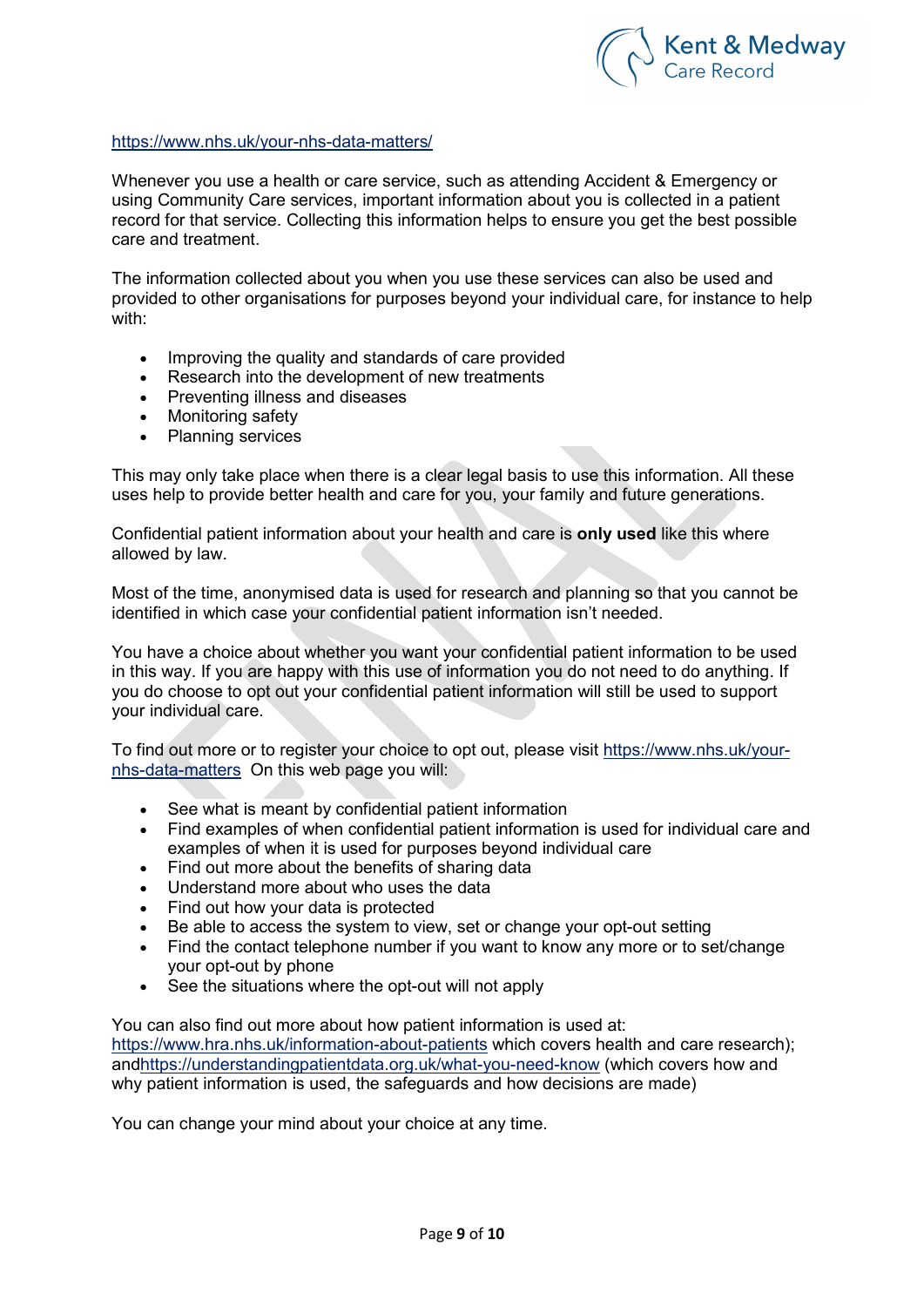https://www.nhs.uk/your-nhs-data-matters/

Whenever you use a health or care service, such as attending Accident & Emergency or using Community Care services, important information about you is collected in a patient record for that service. Collecting this information helps to ensure you get the best possible care and treatment.

The information collected about you when you use these services can also be used and provided to other organisations for purposes beyond your individual care, for instance to help with:

- Improving the quality and standards of care provided
- Research into the development of new treatments
- Preventing illness and diseases
- Monitoring safety
- Planning services

This may only take place when there is a clear legal basis to use this information. All these uses help to provide better health and care for you, your family and future generations.

Confidential patient information about your health and care is **only used** like this where allowed by law.

Most of the time, anonymised data is used for research and planning so that you cannot be identified in which case your confidential patient information isn't needed.

You have a choice about whether you want your confidential patient information to be used in this way. If you are happy with this use of information you do not need to do anything. If you do choose to opt out your confidential patient information will still be used to support your individual care.

To find out more or to register your choice to opt out, please visit https://www.nhs.uk/your-nhs-data-matters On this web page you will:

- See what is meant by confidential patient information
- Find examples of when confidential patient information is used for individual care and examples of when it is used for purposes beyond individual care
- Find out more about the benefits of sharing data
- Understand more about who uses the data
- Find out how your data is protected
- Be able to access the system to view, set or change your opt-out setting
- Find the contact telephone number if you want to know any more or to set/change your opt-out by phone
- See the situations where the opt-out will not apply

You can also find out more about how patient information is used at: https://www.hra.nhs.uk/information-about-patients which covers health and care research); andhttps://understandingpatientdata.org.uk/what-you-need-know (which covers how and why patient information is used, the safeguards and how decisions are made)

You can change your mind about your choice at any time.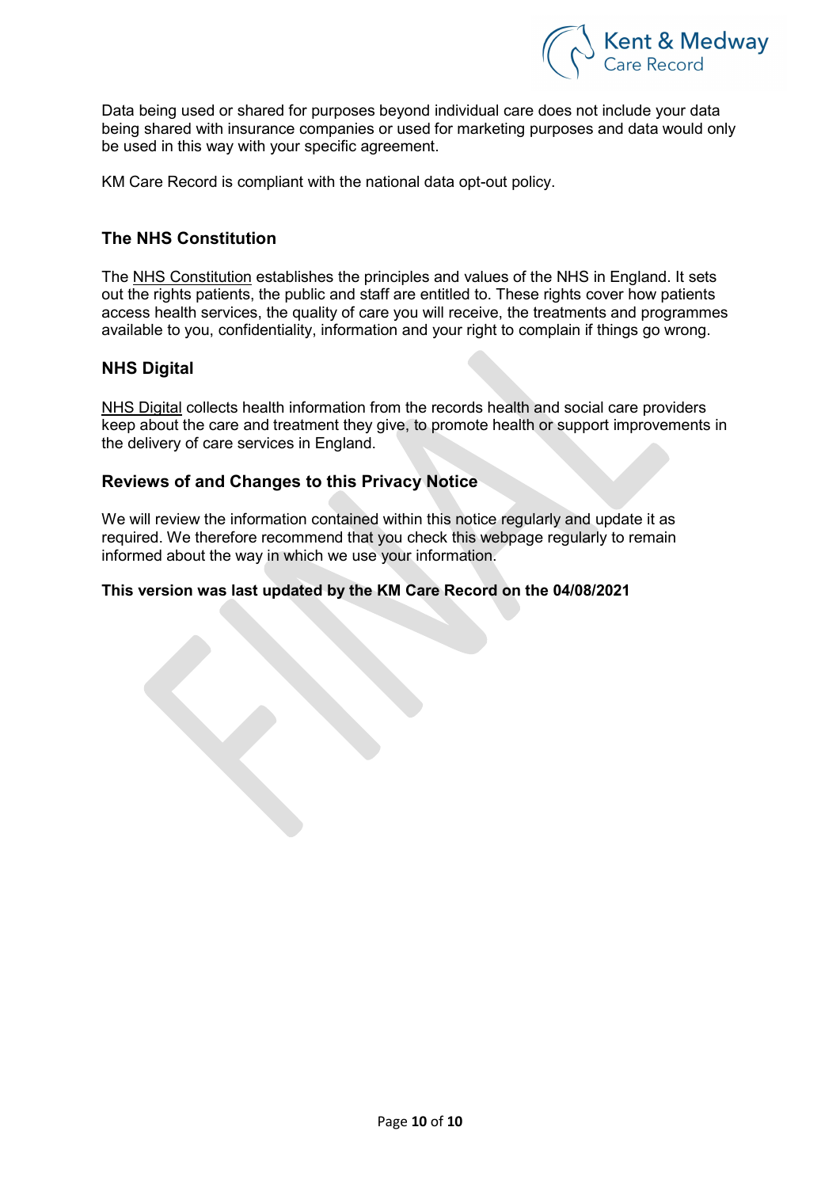Data being used or shared for purposes beyond individual care does not include your data being shared with insurance companies or used for marketing purposes and data would only be used in this way with your specific agreement.

KM Care Record is compliant with the national data opt-out policy.

### The NHS Constitution

The NHS Constitution establishes the principles and values of the NHS in England. It sets out the rights patients, the public and staff are entitled to. These rights cover how patients access health services, the quality of care you will receive, the treatments and programmes available to you, confidentiality, information and your right to complain if things go wrong.

### NHS Digital

NHS Digital collects health information from the records health and social care providers keep about the care and treatment they give, to promote health or support improvements in the delivery of care services in England.

### Reviews of and Changes to this Privacy Notice

We will review the information contained within this notice regularly and update it as required. We therefore recommend that you check this webpage regularly to remain informed about the way in which we use your information.

**This version was last updated by the KM Care Record on the 04/08/2021**